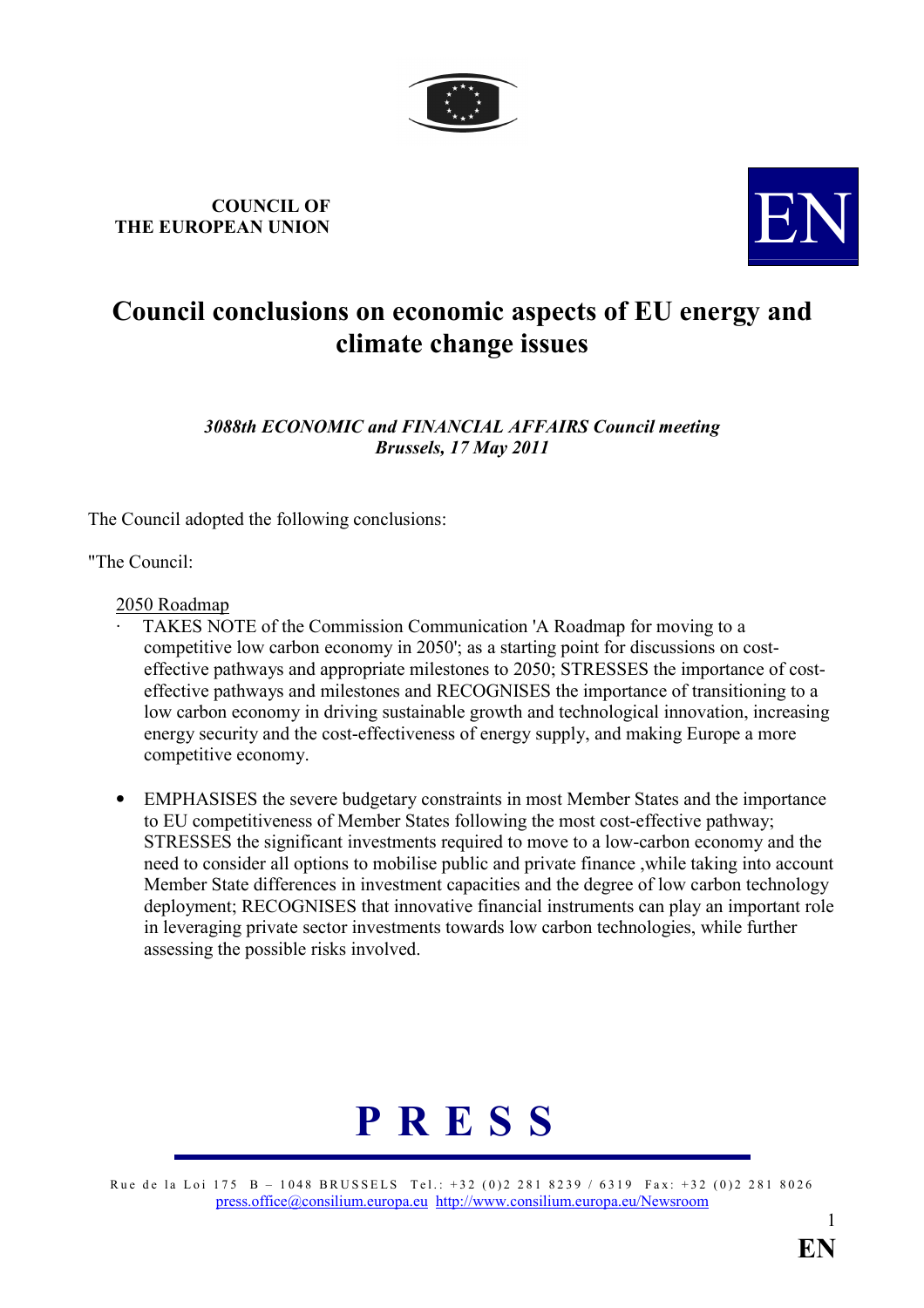**COUNCIL OF THE EUROPEAN UNION**

EN

# Council conclusions on economic aspects of EU energy and climate change issues

***3088th ECONOMIC and FINANCIAL AFFAIRS Council meeting***
***Brussels, 17 May 2011***

The Council adopted the following conclusions:

"The Council:

2050 Roadmap

- TAKES NOTE of the Commission Communication 'A Roadmap for moving to a competitive low carbon economy in 2050'; as a starting point for discussions on cost-effective pathways and appropriate milestones to 2050; STRESSES the importance of cost-effective pathways and milestones and RECOGNISES the importance of transitioning to a low carbon economy in driving sustainable growth and technological innovation, increasing energy security and the cost-effectiveness of energy supply, and making Europe a more competitive economy.

- EMPHASISES the severe budgetary constraints in most Member States and the importance to EU competitiveness of Member States following the most cost-effective pathway; STRESSES the significant investments required to move to a low-carbon economy and the need to consider all options to mobilise public and private finance ,while taking into account Member State differences in investment capacities and the degree of low carbon technology deployment; RECOGNISES that innovative financial instruments can play an important role in leveraging private sector investments towards low carbon technologies, while further assessing the possible risks involved.

**P R E S S**

Rue de la Loi 175 B – 1048 BRUSSELS Tel.: +32 (0)2 281 8239 / 6319 Fax: +32 (0)2 281 8026
press.office@consilium.europa.eu http://www.consilium.europa.eu/Newsroom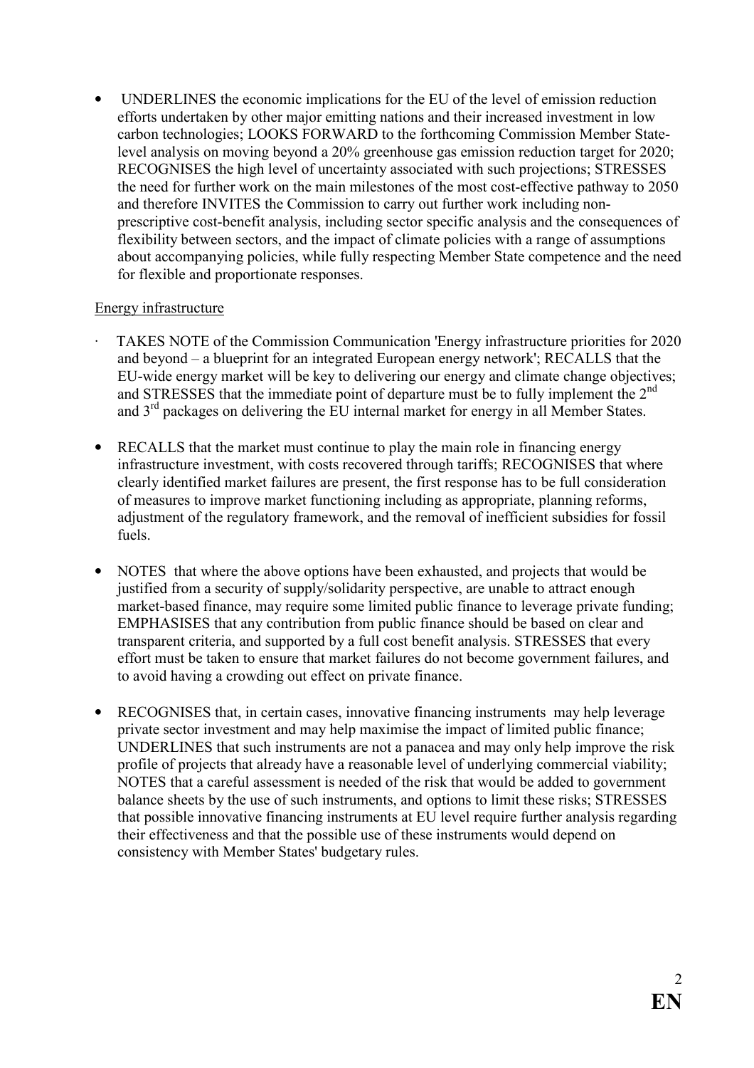- UNDERLINES the economic implications for the EU of the level of emission reduction efforts undertaken by other major emitting nations and their increased investment in low carbon technologies; LOOKS FORWARD to the forthcoming Commission Member State-level analysis on moving beyond a 20% greenhouse gas emission reduction target for 2020; RECOGNISES the high level of uncertainty associated with such projections; STRESSES the need for further work on the main milestones of the most cost-effective pathway to 2050 and therefore INVITES the Commission to carry out further work including non-prescriptive cost-benefit analysis, including sector specific analysis and the consequences of flexibility between sectors, and the impact of climate policies with a range of assumptions about accompanying policies, while fully respecting Member State competence and the need for flexible and proportionate responses.

Energy infrastructure

- TAKES NOTE of the Commission Communication 'Energy infrastructure priorities for 2020 and beyond – a blueprint for an integrated European energy network'; RECALLS that the EU-wide energy market will be key to delivering our energy and climate change objectives; and STRESSES that the immediate point of departure must be to fully implement the 2nd and 3rd packages on delivering the EU internal market for energy in all Member States.

- RECALLS that the market must continue to play the main role in financing energy infrastructure investment, with costs recovered through tariffs; RECOGNISES that where clearly identified market failures are present, the first response has to be full consideration of measures to improve market functioning including as appropriate, planning reforms, adjustment of the regulatory framework, and the removal of inefficient subsidies for fossil fuels.

- NOTES that where the above options have been exhausted, and projects that would be justified from a security of supply/solidarity perspective, are unable to attract enough market-based finance, may require some limited public finance to leverage private funding; EMPHASISES that any contribution from public finance should be based on clear and transparent criteria, and supported by a full cost benefit analysis. STRESSES that every effort must be taken to ensure that market failures do not become government failures, and to avoid having a crowding out effect on private finance.

- RECOGNISES that, in certain cases, innovative financing instruments may help leverage private sector investment and may help maximise the impact of limited public finance; UNDERLINES that such instruments are not a panacea and may only help improve the risk profile of projects that already have a reasonable level of underlying commercial viability; NOTES that a careful assessment is needed of the risk that would be added to government balance sheets by the use of such instruments, and options to limit these risks; STRESSES that possible innovative financing instruments at EU level require further analysis regarding their effectiveness and that the possible use of these instruments would depend on consistency with Member States' budgetary rules.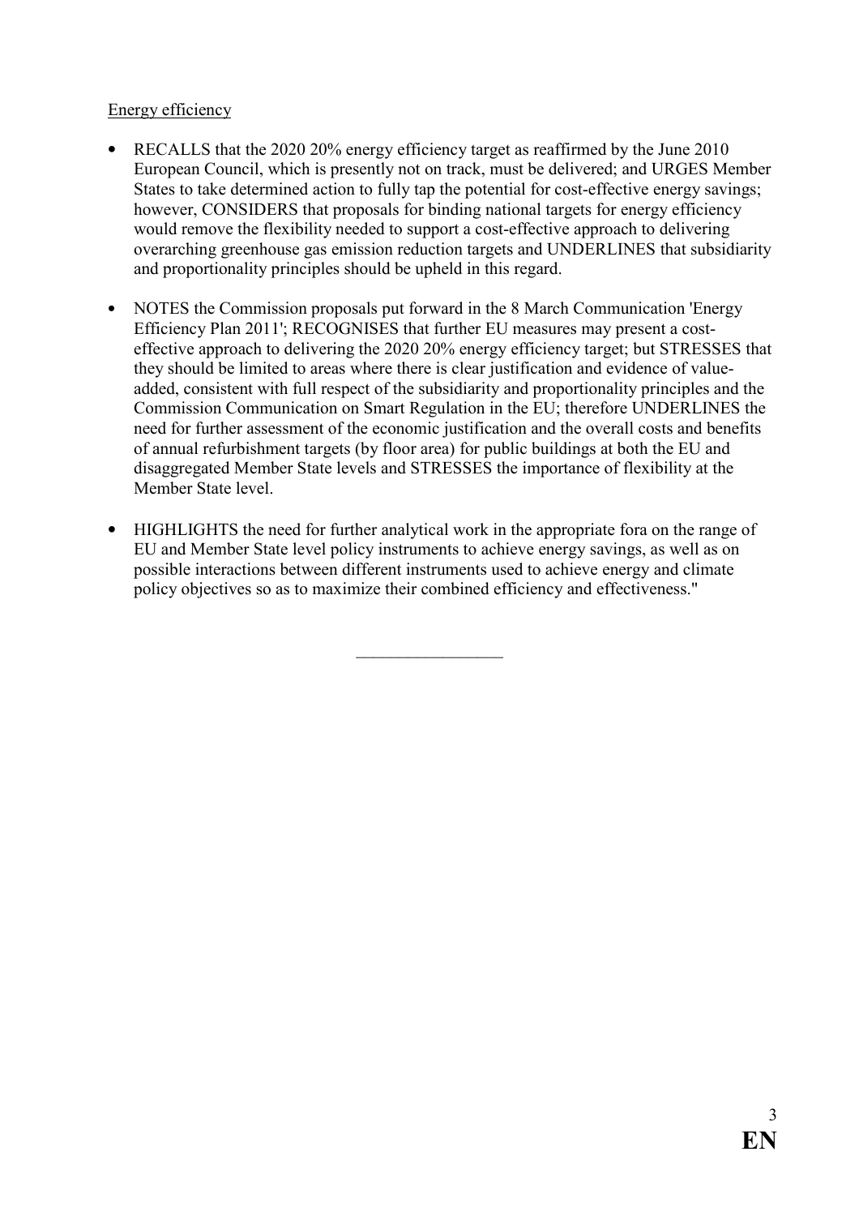Energy efficiency

- RECALLS that the 2020 20% energy efficiency target as reaffirmed by the June 2010 European Council, which is presently not on track, must be delivered; and URGES Member States to take determined action to fully tap the potential for cost-effective energy savings; however, CONSIDERS that proposals for binding national targets for energy efficiency would remove the flexibility needed to support a cost-effective approach to delivering overarching greenhouse gas emission reduction targets and UNDERLINES that subsidiarity and proportionality principles should be upheld in this regard.

- NOTES the Commission proposals put forward in the 8 March Communication 'Energy Efficiency Plan 2011'; RECOGNISES that further EU measures may present a cost-effective approach to delivering the 2020 20% energy efficiency target; but STRESSES that they should be limited to areas where there is clear justification and evidence of value-added, consistent with full respect of the subsidiarity and proportionality principles and the Commission Communication on Smart Regulation in the EU; therefore UNDERLINES the need for further assessment of the economic justification and the overall costs and benefits of annual refurbishment targets (by floor area) for public buildings at both the EU and disaggregated Member State levels and STRESSES the importance of flexibility at the Member State level.

- HIGHLIGHTS the need for further analytical work in the appropriate fora on the range of EU and Member State level policy instruments to achieve energy savings, as well as on possible interactions between different instruments used to achieve energy and climate policy objectives so as to maximize their combined efficiency and effectiveness."

\_\_\_\_\_\_\_\_\_\_\_\_\_\_\_\_\_\_\_\_